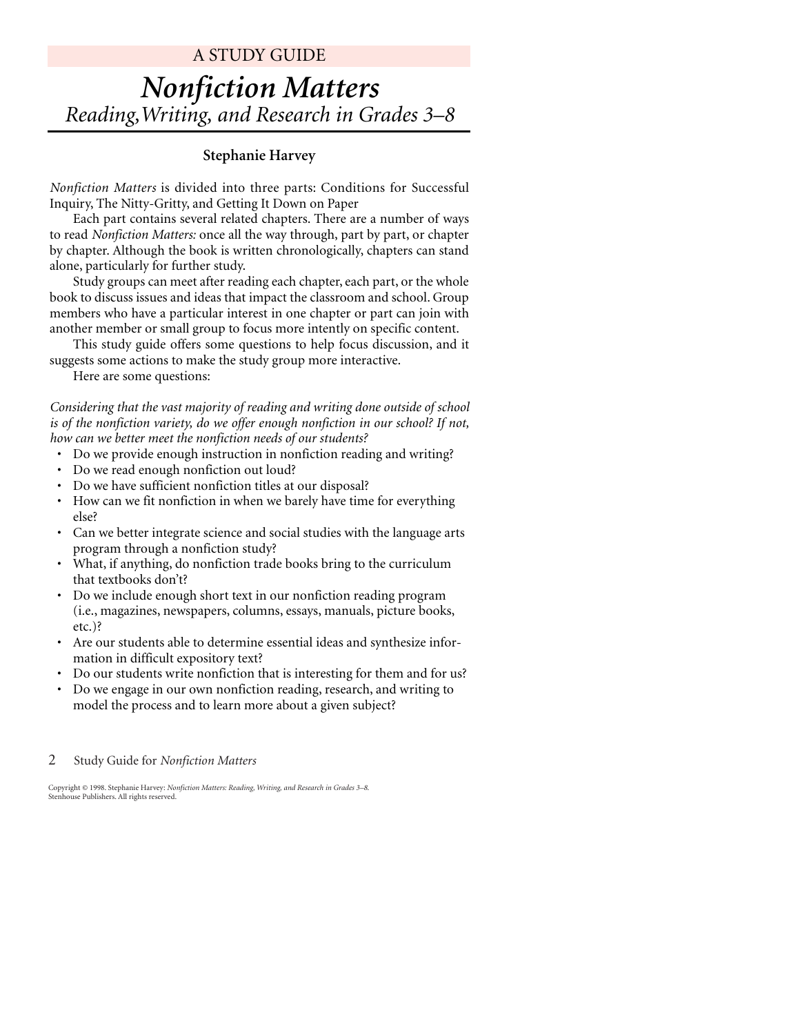A STUDY GUIDE

# *Nonfiction Matters*

## *Reading, Writing, and Research in Grades 3–8*

**Stephanie Harvey**

*Nonfiction Matters* is divided into three parts: Conditions for Successful Inquiry, The Nitty-Gritty, and Getting It Down on Paper

Each part contains several related chapters. There are a number of ways to read *Nonfiction Matters:* once all the way through, part by part, or chapter by chapter. Although the book is written chronologically, chapters can stand alone, particularly for further study.

Study groups can meet after reading each chapter, each part, or the whole book to discuss issues and ideas that impact the classroom and school. Group members who have a particular interest in one chapter or part can join with another member or small group to focus more intently on specific content.

This study guide offers some questions to help focus discussion, and it suggests some actions to make the study group more interactive.

Here are some questions:

*Considering that the vast majority of reading and writing done outside of school is of the nonfiction variety, do we offer enough nonfiction in our school? If not, how can we better meet the nonfiction needs of our students?*

- Do we provide enough instruction in nonfiction reading and writing?
- Do we read enough nonfiction out loud?
- Do we have sufficient nonfiction titles at our disposal?
- How can we fit nonfiction in when we barely have time for everything else?
- Can we better integrate science and social studies with the language arts program through a nonfiction study?
- What, if anything, do nonfiction trade books bring to the curriculum that textbooks don't?
- Do we include enough short text in our nonfiction reading program (i.e., magazines, newspapers, columns, essays, manuals, picture books, etc.)?
- Are our students able to determine essential ideas and synthesize information in difficult expository text?
- Do our students write nonfiction that is interesting for them and for us?
- Do we engage in our own nonfiction reading, research, and writing to model the process and to learn more about a given subject?

Copyright © 1998. Stephanie Harvey: *Nonfiction Matters: Reading, Writing, and Research in Grades 3–8.* Stenhouse Publishers. All rights reserved.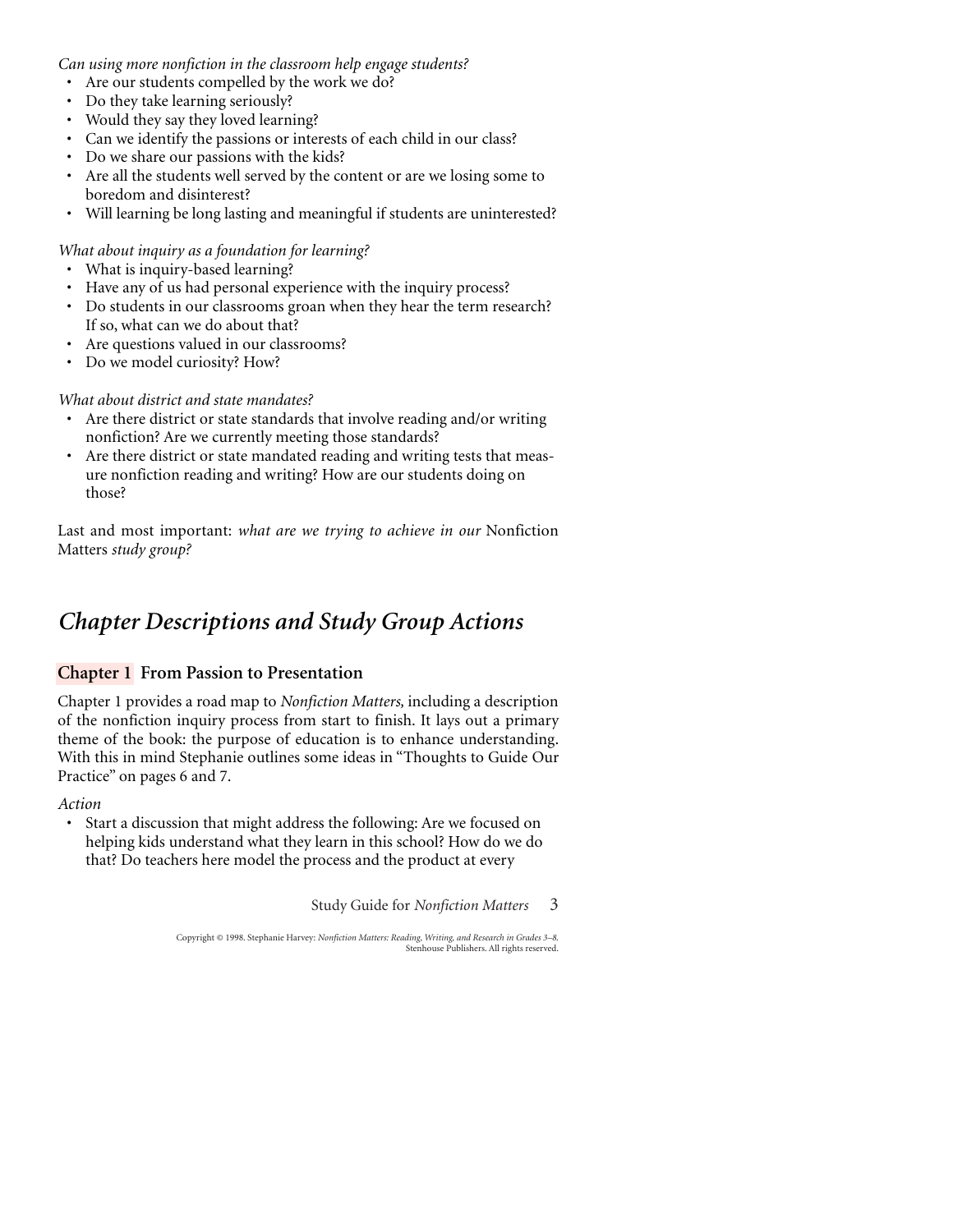*Can using more nonfiction in the classroom help engage students?*

- Are our students compelled by the work we do?
- Do they take learning seriously?
- Would they say they loved learning?
- Can we identify the passions or interests of each child in our class?
- Do we share our passions with the kids?
- Are all the students well served by the content or are we losing some to boredom and disinterest?
- Will learning be long lasting and meaningful if students are uninterested?

*What about inquiry as a foundation for learning?*

- What is inquiry-based learning?
- Have any of us had personal experience with the inquiry process?
- Do students in our classrooms groan when they hear the term research? If so, what can we do about that?
- Are questions valued in our classrooms?
- Do we model curiosity? How?

*What about district and state mandates?*

- Are there district or state standards that involve reading and/or writing nonfiction? Are we currently meeting those standards?
- Are there district or state mandated reading and writing tests that measure nonfiction reading and writing? How are our students doing on those?

Last and most important: *what are we trying to achieve in our* Nonfiction Matters *study group?*

## *Chapter Descriptions and Study Group Actions*

### Chapter 1 From Passion to Presentation

Chapter 1 provides a road map to *Nonfiction Matters,* including a description of the nonfiction inquiry process from start to finish. It lays out a primary theme of the book: the purpose of education is to enhance understanding. With this in mind Stephanie outlines some ideas in "Thoughts to Guide Our Practice" on pages 6 and 7.

*Action*

- Start a discussion that might address the following: Are we focused on helping kids understand what they learn in this school? How do we do that? Do teachers here model the process and the product at every

Copyright © 1998. Stephanie Harvey: *Nonfiction Matters: Reading, Writing, and Research in Grades 3–8.* Stenhouse Publishers. All rights reserved.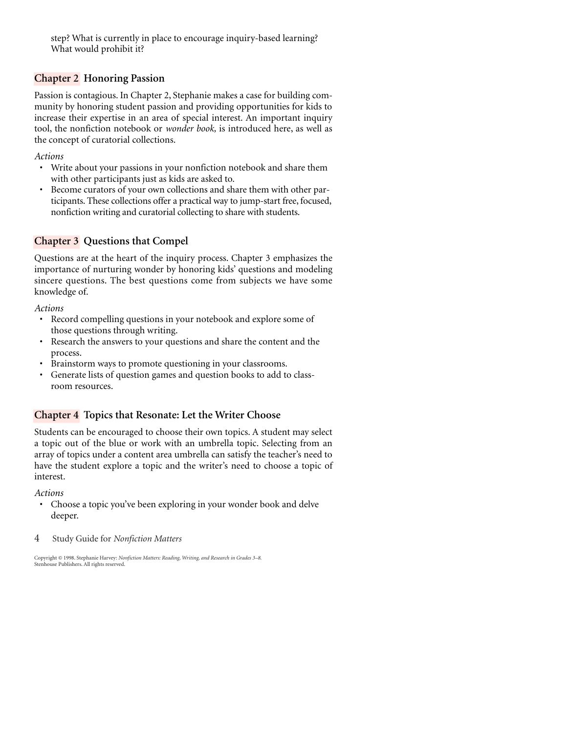step? What is currently in place to encourage inquiry-based learning? What would prohibit it?

## Chapter 2 Honoring Passion

Passion is contagious. In Chapter 2, Stephanie makes a case for building community by honoring student passion and providing opportunities for kids to increase their expertise in an area of special interest. An important inquiry tool, the nonfiction notebook or *wonder book,* is introduced here, as well as the concept of curatorial collections.

*Actions*

- Write about your passions in your nonfiction notebook and share them with other participants just as kids are asked to.
- Become curators of your own collections and share them with other participants. These collections offer a practical way to jump-start free, focused, nonfiction writing and curatorial collecting to share with students.

## Chapter 3 Questions that Compel

Questions are at the heart of the inquiry process. Chapter 3 emphasizes the importance of nurturing wonder by honoring kids' questions and modeling sincere questions. The best questions come from subjects we have some knowledge of.

*Actions*

- Record compelling questions in your notebook and explore some of those questions through writing.
- Research the answers to your questions and share the content and the process.
- Brainstorm ways to promote questioning in your classrooms.
- Generate lists of question games and question books to add to classroom resources.

## Chapter 4 Topics that Resonate: Let the Writer Choose

Students can be encouraged to choose their own topics. A student may select a topic out of the blue or work with an umbrella topic. Selecting from an array of topics under a content area umbrella can satisfy the teacher's need to have the student explore a topic and the writer's need to choose a topic of interest.

*Actions*

- Choose a topic you've been exploring in your wonder book and delve deeper.

Copyright © 1998. Stephanie Harvey: *Nonfiction Matters: Reading, Writing, and Research in Grades 3–8.* Stenhouse Publishers. All rights reserved.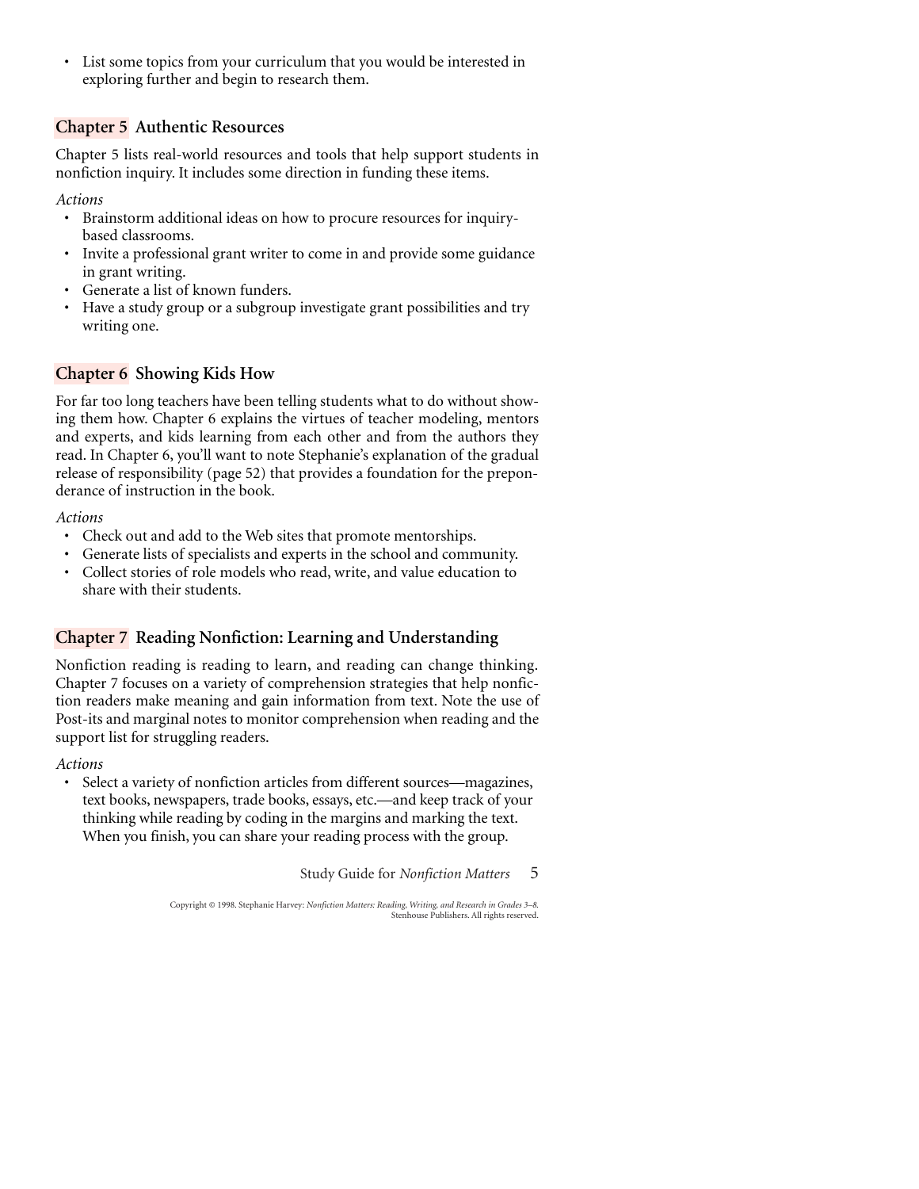- List some topics from your curriculum that you would be interested in exploring further and begin to research them.

## Chapter 5 Authentic Resources

Chapter 5 lists real-world resources and tools that help support students in nonfiction inquiry. It includes some direction in funding these items.

*Actions*

- Brainstorm additional ideas on how to procure resources for inquiry-based classrooms.
- Invite a professional grant writer to come in and provide some guidance in grant writing.
- Generate a list of known funders.
- Have a study group or a subgroup investigate grant possibilities and try writing one.

## Chapter 6 Showing Kids How

For far too long teachers have been telling students what to do without showing them how. Chapter 6 explains the virtues of teacher modeling, mentors and experts, and kids learning from each other and from the authors they read. In Chapter 6, you'll want to note Stephanie's explanation of the gradual release of responsibility (page 52) that provides a foundation for the preponderance of instruction in the book.

*Actions*

- Check out and add to the Web sites that promote mentorships.
- Generate lists of specialists and experts in the school and community.
- Collect stories of role models who read, write, and value education to share with their students.

## Chapter 7 Reading Nonfiction: Learning and Understanding

Nonfiction reading is reading to learn, and reading can change thinking. Chapter 7 focuses on a variety of comprehension strategies that help nonfiction readers make meaning and gain information from text. Note the use of Post-its and marginal notes to monitor comprehension when reading and the support list for struggling readers.

*Actions*

- Select a variety of nonfiction articles from different sources—magazines, text books, newspapers, trade books, essays, etc.—and keep track of your thinking while reading by coding in the margins and marking the text. When you finish, you can share your reading process with the group.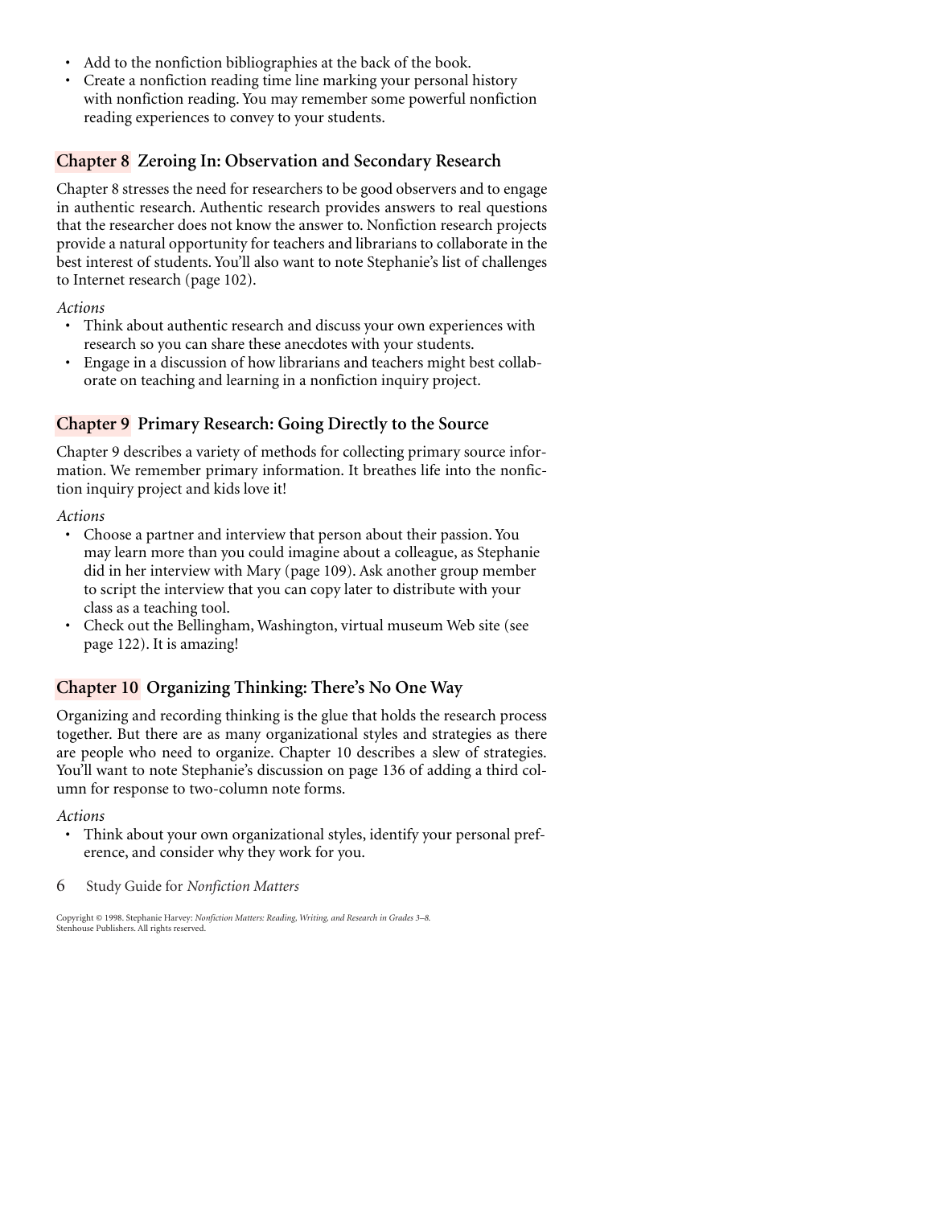- Add to the nonfiction bibliographies at the back of the book.
- Create a nonfiction reading time line marking your personal history with nonfiction reading. You may remember some powerful nonfiction reading experiences to convey to your students.

## Chapter 8 Zeroing In: Observation and Secondary Research

Chapter 8 stresses the need for researchers to be good observers and to engage in authentic research. Authentic research provides answers to real questions that the researcher does not know the answer to. Nonfiction research projects provide a natural opportunity for teachers and librarians to collaborate in the best interest of students. You'll also want to note Stephanie's list of challenges to Internet research (page 102).

*Actions*

- Think about authentic research and discuss your own experiences with research so you can share these anecdotes with your students.
- Engage in a discussion of how librarians and teachers might best collaborate on teaching and learning in a nonfiction inquiry project.

## Chapter 9 Primary Research: Going Directly to the Source

Chapter 9 describes a variety of methods for collecting primary source information. We remember primary information. It breathes life into the nonfiction inquiry project and kids love it!

*Actions*

- Choose a partner and interview that person about their passion. You may learn more than you could imagine about a colleague, as Stephanie did in her interview with Mary (page 109). Ask another group member to script the interview that you can copy later to distribute with your class as a teaching tool.
- Check out the Bellingham, Washington, virtual museum Web site (see page 122). It is amazing!

## Chapter 10 Organizing Thinking: There's No One Way

Organizing and recording thinking is the glue that holds the research process together. But there are as many organizational styles and strategies as there are people who need to organize. Chapter 10 describes a slew of strategies. You'll want to note Stephanie's discussion on page 136 of adding a third column for response to two-column note forms.

*Actions*

- Think about your own organizational styles, identify your personal preference, and consider why they work for you.

Copyright © 1998. Stephanie Harvey: *Nonfiction Matters: Reading, Writing, and Research in Grades 3–8.* Stenhouse Publishers. All rights reserved.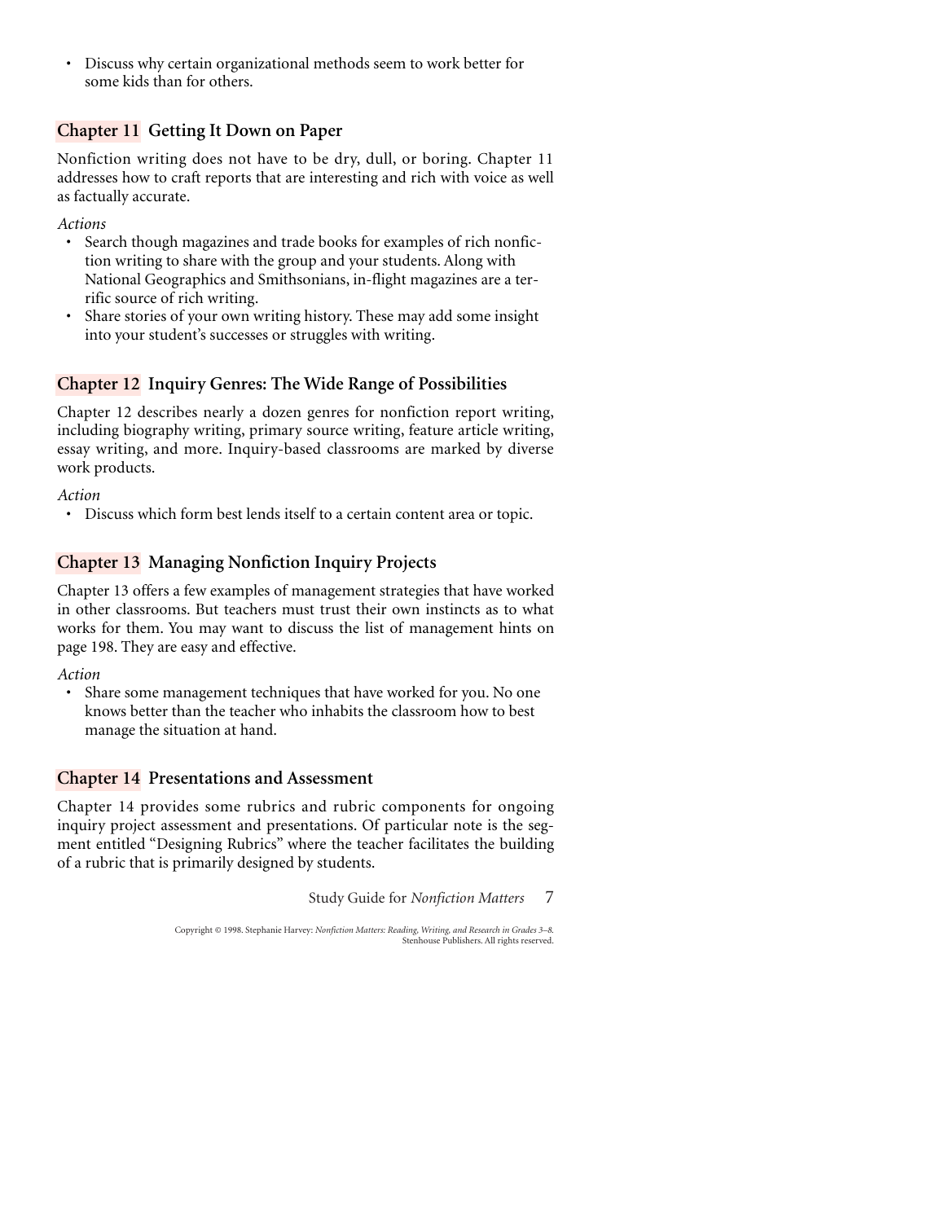- Discuss why certain organizational methods seem to work better for some kids than for others.

## Chapter 11 Getting It Down on Paper

Nonfiction writing does not have to be dry, dull, or boring. Chapter 11 addresses how to craft reports that are interesting and rich with voice as well as factually accurate.

*Actions*

- Search though magazines and trade books for examples of rich nonfiction writing to share with the group and your students. Along with National Geographics and Smithsonians, in-flight magazines are a terrific source of rich writing.
- Share stories of your own writing history. These may add some insight into your student's successes or struggles with writing.

## Chapter 12 Inquiry Genres: The Wide Range of Possibilities

Chapter 12 describes nearly a dozen genres for nonfiction report writing, including biography writing, primary source writing, feature article writing, essay writing, and more. Inquiry-based classrooms are marked by diverse work products.

*Action*

- Discuss which form best lends itself to a certain content area or topic.

## Chapter 13 Managing Nonfiction Inquiry Projects

Chapter 13 offers a few examples of management strategies that have worked in other classrooms. But teachers must trust their own instincts as to what works for them. You may want to discuss the list of management hints on page 198. They are easy and effective.

*Action*

- Share some management techniques that have worked for you. No one knows better than the teacher who inhabits the classroom how to best manage the situation at hand.

## Chapter 14 Presentations and Assessment

Chapter 14 provides some rubrics and rubric components for ongoing inquiry project assessment and presentations. Of particular note is the segment entitled "Designing Rubrics" where the teacher facilitates the building of a rubric that is primarily designed by students.

Copyright © 1998. Stephanie Harvey: *Nonfiction Matters: Reading, Writing, and Research in Grades 3–8.* Stenhouse Publishers. All rights reserved.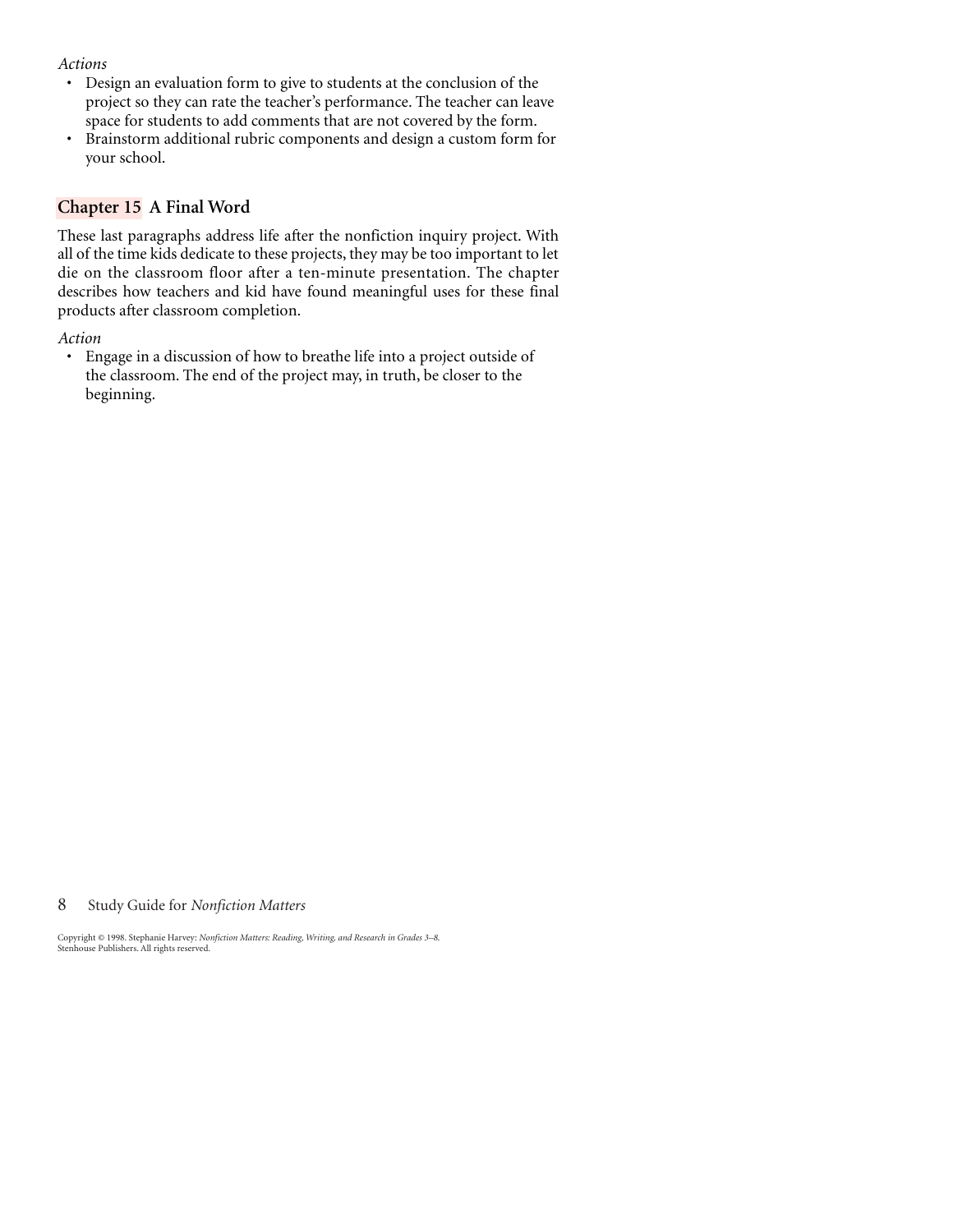*Actions*

- Design an evaluation form to give to students at the conclusion of the project so they can rate the teacher's performance. The teacher can leave space for students to add comments that are not covered by the form.
- Brainstorm additional rubric components and design a custom form for your school.

## Chapter 15 A Final Word

These last paragraphs address life after the nonfiction inquiry project. With all of the time kids dedicate to these projects, they may be too important to let die on the classroom floor after a ten-minute presentation. The chapter describes how teachers and kid have found meaningful uses for these final products after classroom completion.

*Action*

- Engage in a discussion of how to breathe life into a project outside of the classroom. The end of the project may, in truth, be closer to the beginning.

Copyright © 1998. Stephanie Harvey: *Nonfiction Matters: Reading, Writing, and Research in Grades 3–8.* Stenhouse Publishers. All rights reserved.